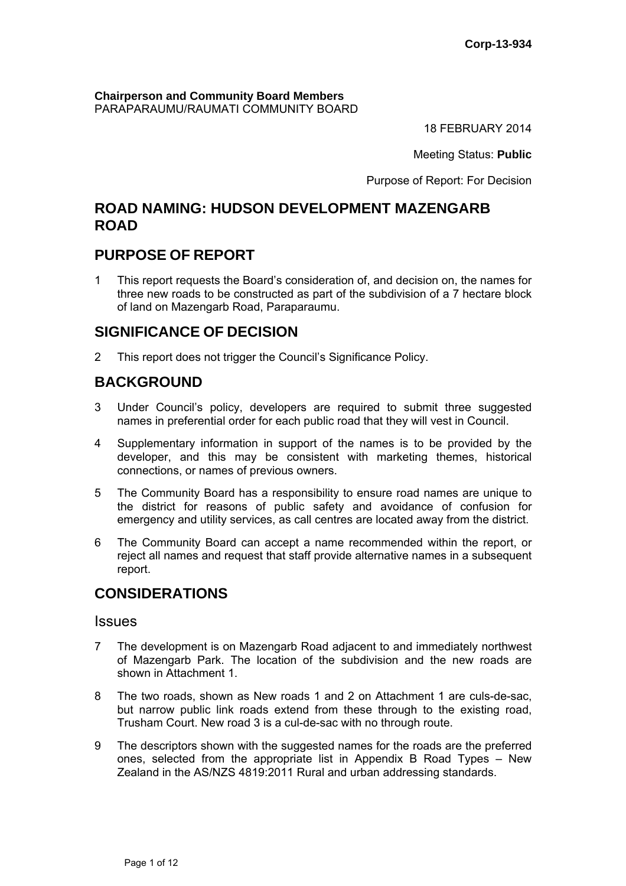**Corp-13-934**

**Chairperson and Community Board Members**
PARAPARAUMU/RAUMATI COMMUNITY BOARD

18 FEBRUARY 2014

Meeting Status: **Public**

Purpose of Report: For Decision

# ROAD NAMING: HUDSON DEVELOPMENT MAZENGARB ROAD

## PURPOSE OF REPORT

1 This report requests the Board's consideration of, and decision on, the names for three new roads to be constructed as part of the subdivision of a 7 hectare block of land on Mazengarb Road, Paraparaumu.

## SIGNIFICANCE OF DECISION

2 This report does not trigger the Council's Significance Policy.

## BACKGROUND

3 Under Council's policy, developers are required to submit three suggested names in preferential order for each public road that they will vest in Council.

4 Supplementary information in support of the names is to be provided by the developer, and this may be consistent with marketing themes, historical connections, or names of previous owners.

5 The Community Board has a responsibility to ensure road names are unique to the district for reasons of public safety and avoidance of confusion for emergency and utility services, as call centres are located away from the district.

6 The Community Board can accept a name recommended within the report, or reject all names and request that staff provide alternative names in a subsequent report.

## CONSIDERATIONS

### Issues

7 The development is on Mazengarb Road adjacent to and immediately northwest of Mazengarb Park. The location of the subdivision and the new roads are shown in Attachment 1.

8 The two roads, shown as New roads 1 and 2 on Attachment 1 are culs-de-sac, but narrow public link roads extend from these through to the existing road, Trusham Court. New road 3 is a cul-de-sac with no through route.

9 The descriptors shown with the suggested names for the roads are the preferred ones, selected from the appropriate list in Appendix B Road Types – New Zealand in the AS/NZS 4819:2011 Rural and urban addressing standards.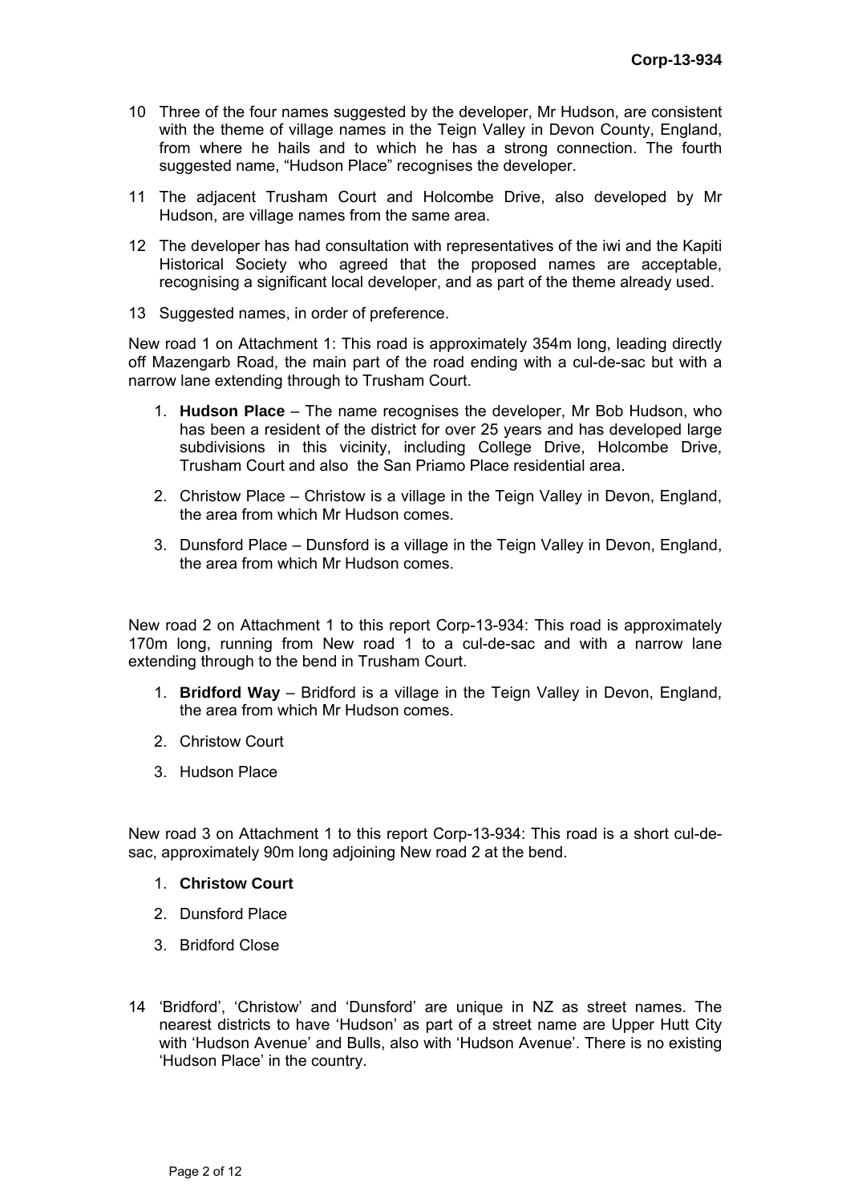10 Three of the four names suggested by the developer, Mr Hudson, are consistent with the theme of village names in the Teign Valley in Devon County, England, from where he hails and to which he has a strong connection. The fourth suggested name, "Hudson Place" recognises the developer.

11 The adjacent Trusham Court and Holcombe Drive, also developed by Mr Hudson, are village names from the same area.

12 The developer has had consultation with representatives of the iwi and the Kapiti Historical Society who agreed that the proposed names are acceptable, recognising a significant local developer, and as part of the theme already used.

13 Suggested names, in order of preference.

New road 1 on Attachment 1: This road is approximately 354m long, leading directly off Mazengarb Road, the main part of the road ending with a cul-de-sac but with a narrow lane extending through to Trusham Court.

1. **Hudson Place** – The name recognises the developer, Mr Bob Hudson, who has been a resident of the district for over 25 years and has developed large subdivisions in this vicinity, including College Drive, Holcombe Drive, Trusham Court and also the San Priamo Place residential area.
2. Christow Place – Christow is a village in the Teign Valley in Devon, England, the area from which Mr Hudson comes.
3. Dunsford Place – Dunsford is a village in the Teign Valley in Devon, England, the area from which Mr Hudson comes.

New road 2 on Attachment 1 to this report Corp-13-934: This road is approximately 170m long, running from New road 1 to a cul-de-sac and with a narrow lane extending through to the bend in Trusham Court.

1. **Bridford Way** – Bridford is a village in the Teign Valley in Devon, England, the area from which Mr Hudson comes.
2. Christow Court
3. Hudson Place

New road 3 on Attachment 1 to this report Corp-13-934: This road is a short cul-de-sac, approximately 90m long adjoining New road 2 at the bend.

1. **Christow Court**
2. Dunsford Place
3. Bridford Close

14 'Bridford', 'Christow' and 'Dunsford' are unique in NZ as street names. The nearest districts to have 'Hudson' as part of a street name are Upper Hutt City with 'Hudson Avenue' and Bulls, also with 'Hudson Avenue'. There is no existing 'Hudson Place' in the country.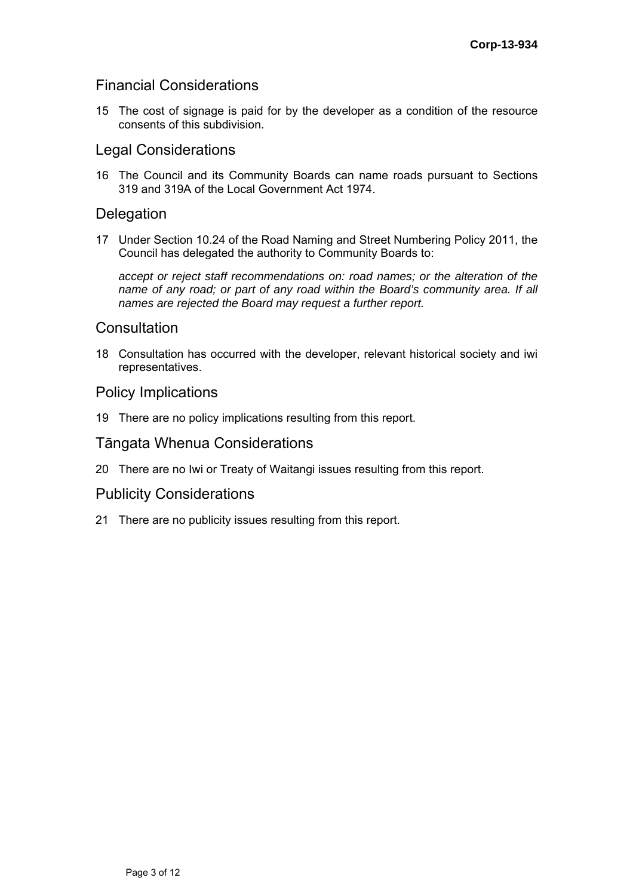## Financial Considerations

15 The cost of signage is paid for by the developer as a condition of the resource consents of this subdivision.

## Legal Considerations

16 The Council and its Community Boards can name roads pursuant to Sections 319 and 319A of the Local Government Act 1974.

## Delegation

17 Under Section 10.24 of the Road Naming and Street Numbering Policy 2011, the Council has delegated the authority to Community Boards to:

*accept or reject staff recommendations on: road names; or the alteration of the name of any road; or part of any road within the Board's community area. If all names are rejected the Board may request a further report.*

## Consultation

18 Consultation has occurred with the developer, relevant historical society and iwi representatives.

## Policy Implications

19 There are no policy implications resulting from this report.

## Tāngata Whenua Considerations

20 There are no Iwi or Treaty of Waitangi issues resulting from this report.

## Publicity Considerations

21 There are no publicity issues resulting from this report.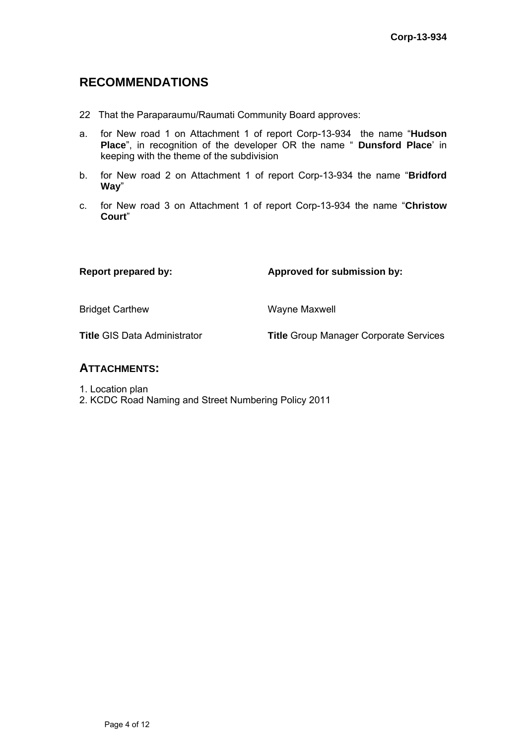## RECOMMENDATIONS

22 That the Paraparaumu/Raumati Community Board approves:

a. for New road 1 on Attachment 1 of report Corp-13-934 the name "**Hudson Place**", in recognition of the developer OR the name " **Dunsford Place**' in keeping with the theme of the subdivision

b. for New road 2 on Attachment 1 of report Corp-13-934 the name "**Bridford Way**"

c. for New road 3 on Attachment 1 of report Corp-13-934 the name "**Christow Court**"

| **Report prepared by:** | **Approved for submission by:** |
|---|---|
| Bridget Carthew | Wayne Maxwell |
| **Title** GIS Data Administrator | **Title** Group Manager Corporate Services |

## ATTACHMENTS:

1. Location plan
2. KCDC Road Naming and Street Numbering Policy 2011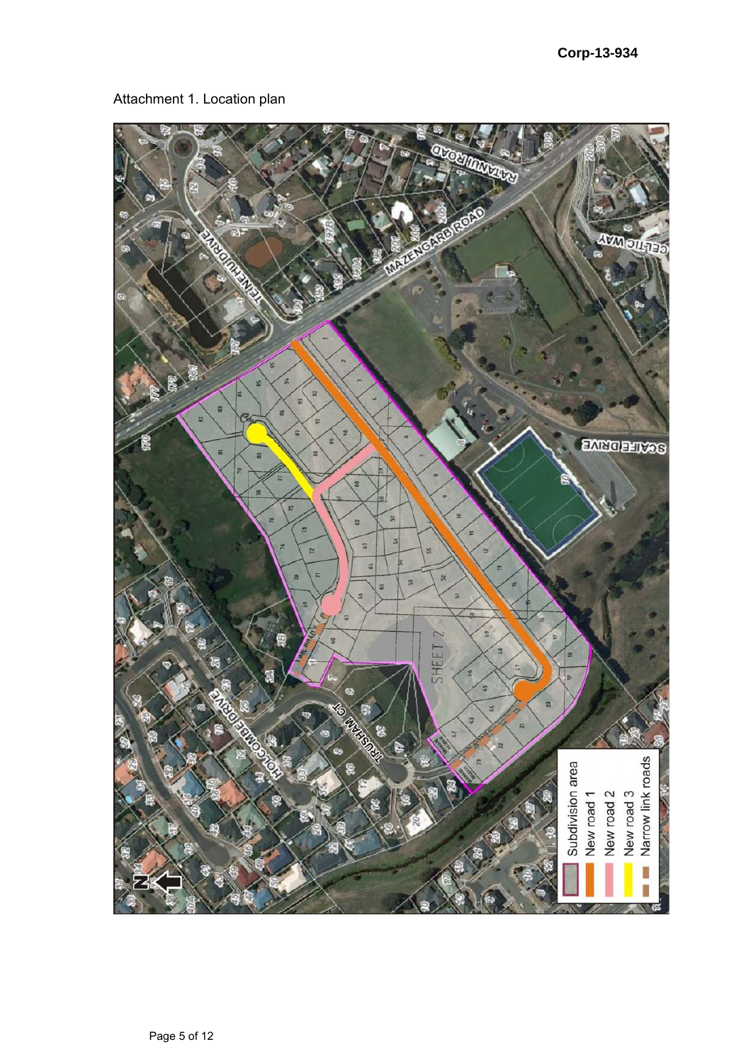Corp-13-934

Attachment 1. Location plan

- Subdivision area
- New road 1
- New road 2
- New road 3
- Narrow link roads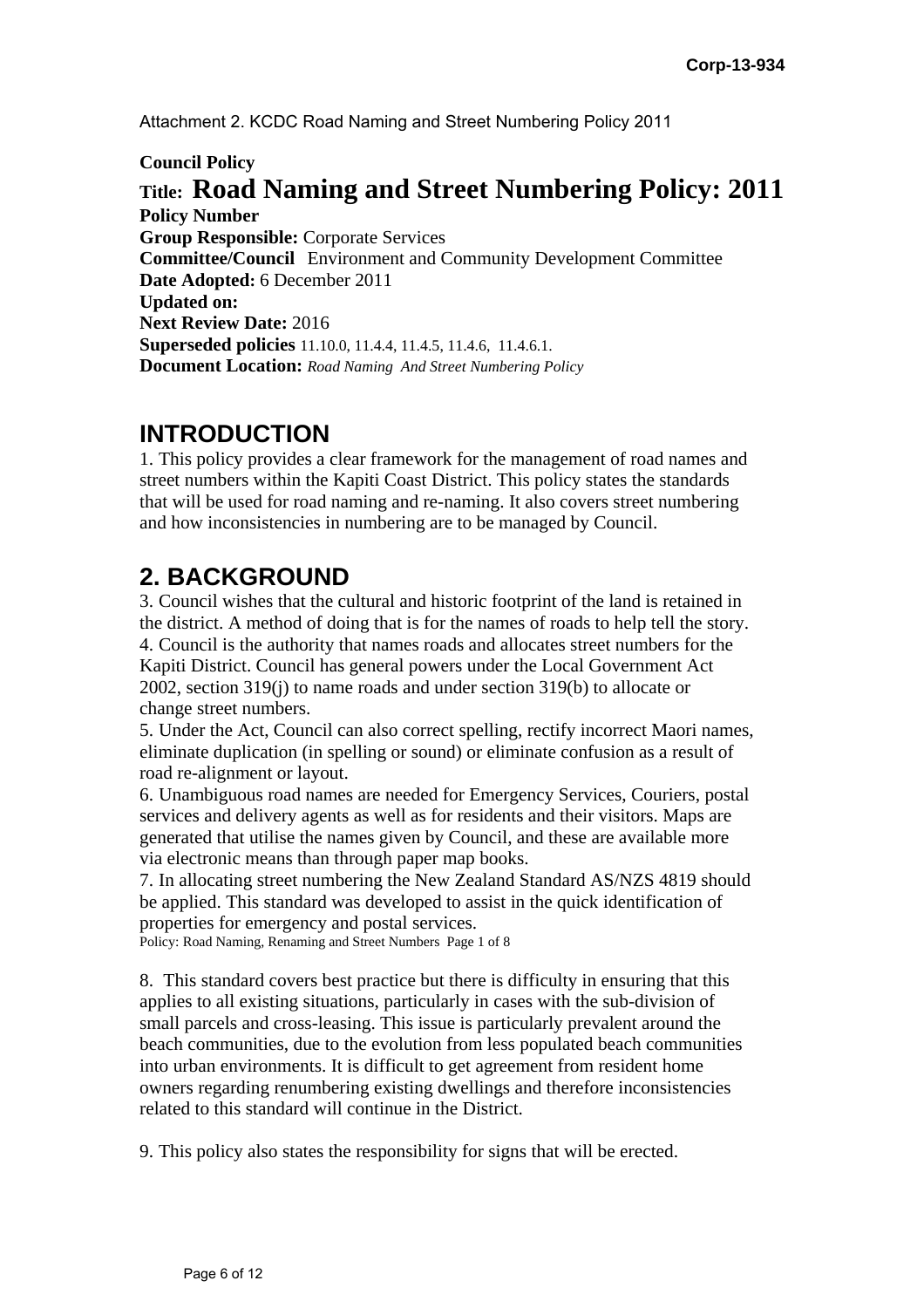Attachment 2. KCDC Road Naming and Street Numbering Policy 2011

**Council Policy**

**Title: Road Naming and Street Numbering Policy: 2011**

**Policy Number**

**Group Responsible:** Corporate Services

**Committee/Council** Environment and Community Development Committee

**Date Adopted:** 6 December 2011

**Updated on:**

**Next Review Date:** 2016

**Superseded policies** 11.10.0, 11.4.4, 11.4.5, 11.4.6, 11.4.6.1.

**Document Location:** *Road Naming And Street Numbering Policy*

## INTRODUCTION

1. This policy provides a clear framework for the management of road names and street numbers within the Kapiti Coast District. This policy states the standards that will be used for road naming and re-naming. It also covers street numbering and how inconsistencies in numbering are to be managed by Council.

## 2. BACKGROUND

3. Council wishes that the cultural and historic footprint of the land is retained in the district. A method of doing that is for the names of roads to help tell the story.
4. Council is the authority that names roads and allocates street numbers for the Kapiti District. Council has general powers under the Local Government Act 2002, section 319(j) to name roads and under section 319(b) to allocate or change street numbers.
5. Under the Act, Council can also correct spelling, rectify incorrect Maori names, eliminate duplication (in spelling or sound) or eliminate confusion as a result of road re-alignment or layout.
6. Unambiguous road names are needed for Emergency Services, Couriers, postal services and delivery agents as well as for residents and their visitors. Maps are generated that utilise the names given by Council, and these are available more via electronic means than through paper map books.
7. In allocating street numbering the New Zealand Standard AS/NZS 4819 should be applied. This standard was developed to assist in the quick identification of properties for emergency and postal services.

8. This standard covers best practice but there is difficulty in ensuring that this applies to all existing situations, particularly in cases with the sub-division of small parcels and cross-leasing. This issue is particularly prevalent around the beach communities, due to the evolution from less populated beach communities into urban environments. It is difficult to get agreement from resident home owners regarding renumbering existing dwellings and therefore inconsistencies related to this standard will continue in the District.

9. This policy also states the responsibility for signs that will be erected.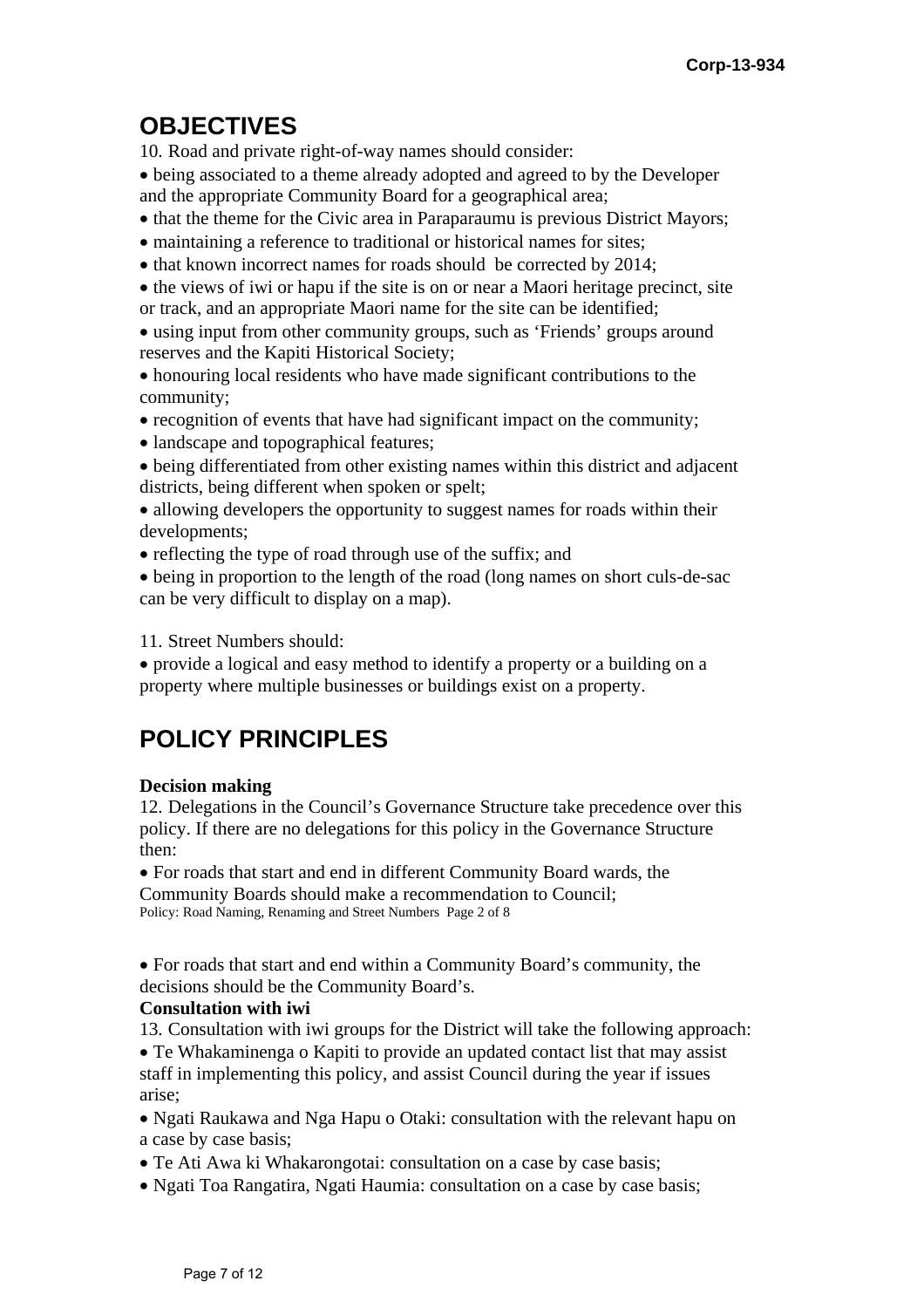## OBJECTIVES

10. Road and private right-of-way names should consider:

- being associated to a theme already adopted and agreed to by the Developer and the appropriate Community Board for a geographical area;
- that the theme for the Civic area in Paraparaumu is previous District Mayors;
- maintaining a reference to traditional or historical names for sites;
- that known incorrect names for roads should be corrected by 2014;
- the views of iwi or hapu if the site is on or near a Maori heritage precinct, site or track, and an appropriate Maori name for the site can be identified;
- using input from other community groups, such as 'Friends' groups around reserves and the Kapiti Historical Society;
- honouring local residents who have made significant contributions to the community;
- recognition of events that have had significant impact on the community;
- landscape and topographical features;
- being differentiated from other existing names within this district and adjacent districts, being different when spoken or spelt;
- allowing developers the opportunity to suggest names for roads within their developments;
- reflecting the type of road through use of the suffix; and
- being in proportion to the length of the road (long names on short culs-de-sac can be very difficult to display on a map).

11. Street Numbers should:

- provide a logical and easy method to identify a property or a building on a property where multiple businesses or buildings exist on a property.

## POLICY PRINCIPLES

**Decision making**

12. Delegations in the Council's Governance Structure take precedence over this policy. If there are no delegations for this policy in the Governance Structure then:

- For roads that start and end in different Community Board wards, the Community Boards should make a recommendation to Council;
- For roads that start and end within a Community Board's community, the decisions should be the Community Board's.

**Consultation with iwi**

13. Consultation with iwi groups for the District will take the following approach:

- Te Whakaminenga o Kapiti to provide an updated contact list that may assist staff in implementing this policy, and assist Council during the year if issues arise;
- Ngati Raukawa and Nga Hapu o Otaki: consultation with the relevant hapu on a case by case basis;
- Te Ati Awa ki Whakarongotai: consultation on a case by case basis;
- Ngati Toa Rangatira, Ngati Haumia: consultation on a case by case basis;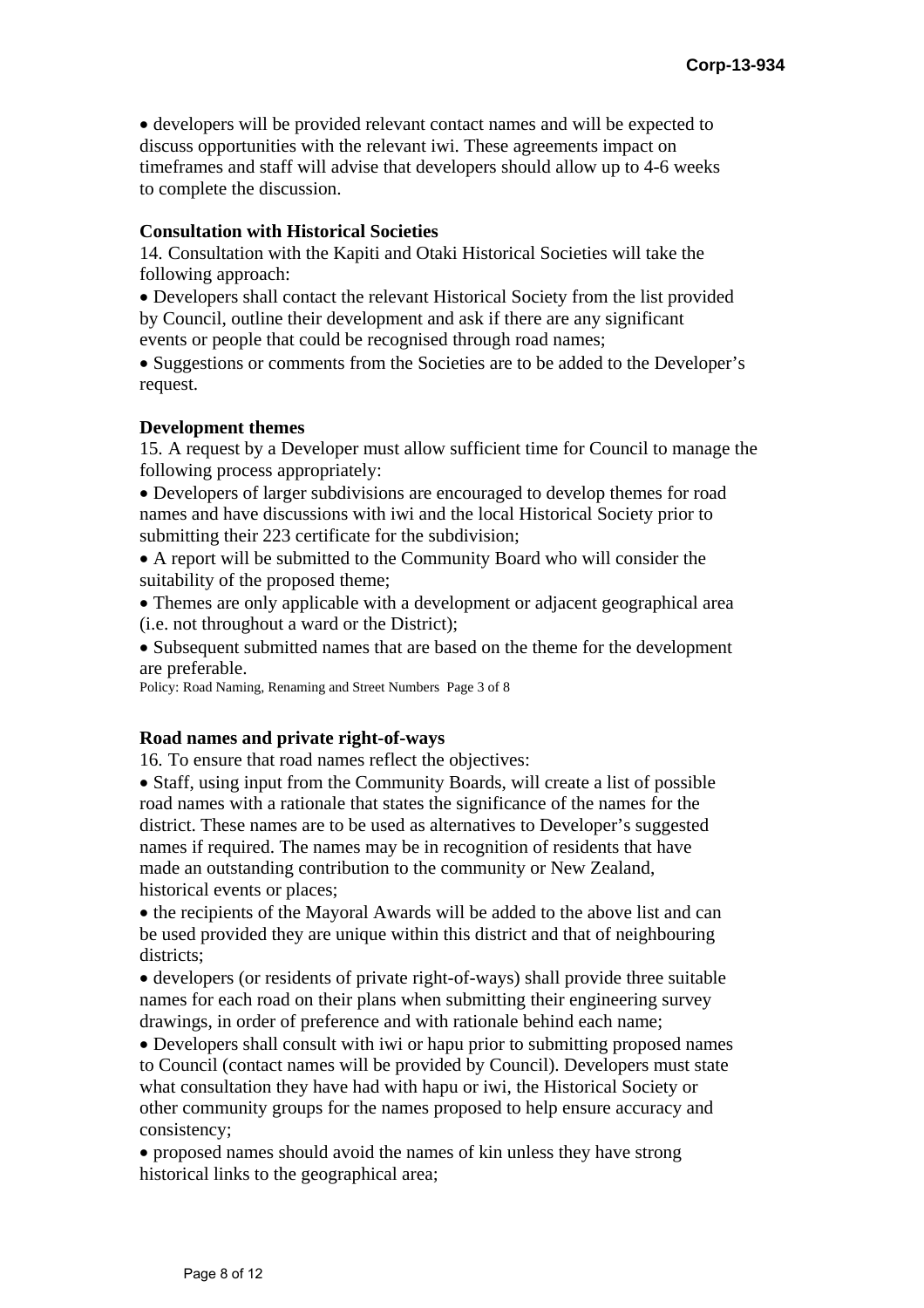- developers will be provided relevant contact names and will be expected to discuss opportunities with the relevant iwi. These agreements impact on timeframes and staff will advise that developers should allow up to 4-6 weeks to complete the discussion.

**Consultation with Historical Societies**

14. Consultation with the Kapiti and Otaki Historical Societies will take the following approach:

- Developers shall contact the relevant Historical Society from the list provided by Council, outline their development and ask if there are any significant events or people that could be recognised through road names;
- Suggestions or comments from the Societies are to be added to the Developer's request.

**Development themes**

15. A request by a Developer must allow sufficient time for Council to manage the following process appropriately:

- Developers of larger subdivisions are encouraged to develop themes for road names and have discussions with iwi and the local Historical Society prior to submitting their 223 certificate for the subdivision;
- A report will be submitted to the Community Board who will consider the suitability of the proposed theme;
- Themes are only applicable with a development or adjacent geographical area (i.e. not throughout a ward or the District);
- Subsequent submitted names that are based on the theme for the development are preferable.

**Road names and private right-of-ways**

16. To ensure that road names reflect the objectives:

- Staff, using input from the Community Boards, will create a list of possible road names with a rationale that states the significance of the names for the district. These names are to be used as alternatives to Developer's suggested names if required. The names may be in recognition of residents that have made an outstanding contribution to the community or New Zealand, historical events or places;
- the recipients of the Mayoral Awards will be added to the above list and can be used provided they are unique within this district and that of neighbouring districts;
- developers (or residents of private right-of-ways) shall provide three suitable names for each road on their plans when submitting their engineering survey drawings, in order of preference and with rationale behind each name;
- Developers shall consult with iwi or hapu prior to submitting proposed names to Council (contact names will be provided by Council). Developers must state what consultation they have had with hapu or iwi, the Historical Society or other community groups for the names proposed to help ensure accuracy and consistency;
- proposed names should avoid the names of kin unless they have strong historical links to the geographical area;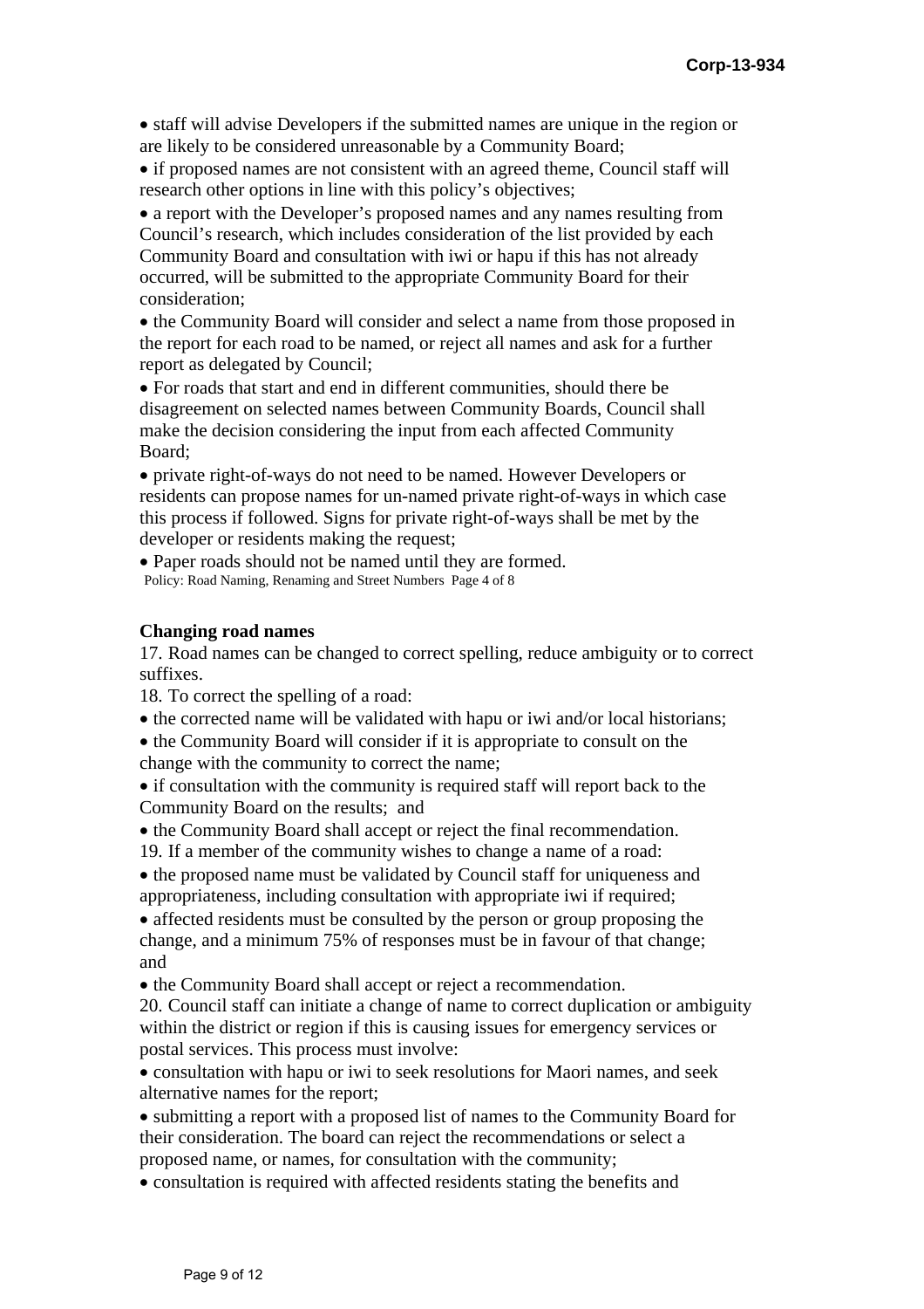- staff will advise Developers if the submitted names are unique in the region or are likely to be considered unreasonable by a Community Board;
- if proposed names are not consistent with an agreed theme, Council staff will research other options in line with this policy's objectives;
- a report with the Developer's proposed names and any names resulting from Council's research, which includes consideration of the list provided by each Community Board and consultation with iwi or hapu if this has not already occurred, will be submitted to the appropriate Community Board for their consideration;
- the Community Board will consider and select a name from those proposed in the report for each road to be named, or reject all names and ask for a further report as delegated by Council;
- For roads that start and end in different communities, should there be disagreement on selected names between Community Boards, Council shall make the decision considering the input from each affected Community Board;
- private right-of-ways do not need to be named. However Developers or residents can propose names for un-named private right-of-ways in which case this process if followed. Signs for private right-of-ways shall be met by the developer or residents making the request;
- Paper roads should not be named until they are formed.

**Changing road names**

17. Road names can be changed to correct spelling, reduce ambiguity or to correct suffixes.

18. To correct the spelling of a road:

- the corrected name will be validated with hapu or iwi and/or local historians;
- the Community Board will consider if it is appropriate to consult on the change with the community to correct the name;
- if consultation with the community is required staff will report back to the Community Board on the results; and
- the Community Board shall accept or reject the final recommendation.

19. If a member of the community wishes to change a name of a road:

- the proposed name must be validated by Council staff for uniqueness and appropriateness, including consultation with appropriate iwi if required;
- affected residents must be consulted by the person or group proposing the change, and a minimum 75% of responses must be in favour of that change; and
- the Community Board shall accept or reject a recommendation.

20. Council staff can initiate a change of name to correct duplication or ambiguity within the district or region if this is causing issues for emergency services or postal services. This process must involve:

- consultation with hapu or iwi to seek resolutions for Maori names, and seek alternative names for the report;
- submitting a report with a proposed list of names to the Community Board for their consideration. The board can reject the recommendations or select a proposed name, or names, for consultation with the community;
- consultation is required with affected residents stating the benefits and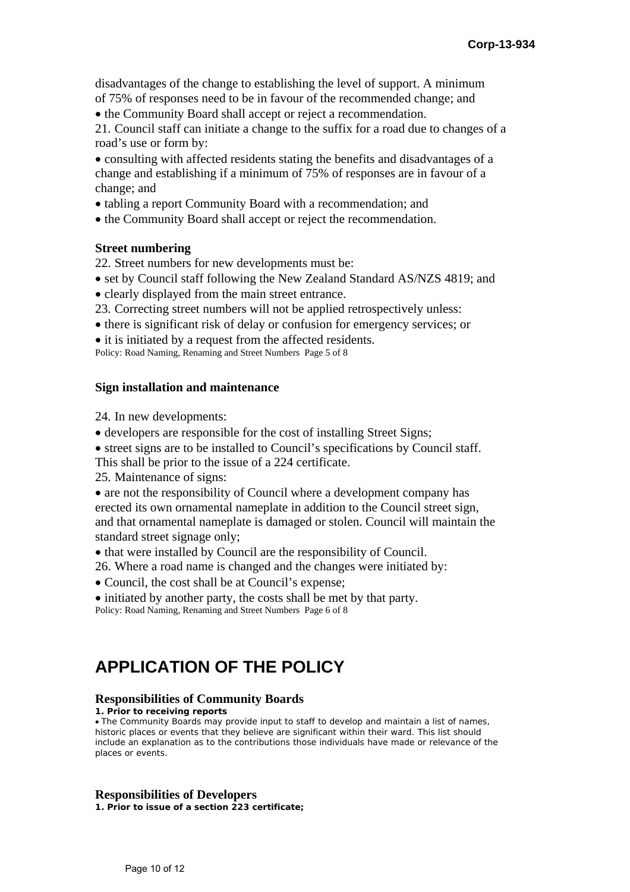disadvantages of the change to establishing the level of support. A minimum of 75% of responses need to be in favour of the recommended change; and

- the Community Board shall accept or reject a recommendation.

21. Council staff can initiate a change to the suffix for a road due to changes of a road's use or form by:

- consulting with affected residents stating the benefits and disadvantages of a change and establishing if a minimum of 75% of responses are in favour of a change; and
- tabling a report Community Board with a recommendation; and
- the Community Board shall accept or reject the recommendation.

**Street numbering**

22. Street numbers for new developments must be:

- set by Council staff following the New Zealand Standard AS/NZS 4819; and
- clearly displayed from the main street entrance.

23. Correcting street numbers will not be applied retrospectively unless:

- there is significant risk of delay or confusion for emergency services; or
- it is initiated by a request from the affected residents.

**Sign installation and maintenance**

24. In new developments:

- developers are responsible for the cost of installing Street Signs;
- street signs are to be installed to Council's specifications by Council staff. This shall be prior to the issue of a 224 certificate.

25. Maintenance of signs:

- are not the responsibility of Council where a development company has erected its own ornamental nameplate in addition to the Council street sign, and that ornamental nameplate is damaged or stolen. Council will maintain the standard street signage only;
- that were installed by Council are the responsibility of Council.

26. Where a road name is changed and the changes were initiated by:

- Council, the cost shall be at Council's expense;
- initiated by another party, the costs shall be met by that party.

# APPLICATION OF THE POLICY

### Responsibilities of Community Boards

**1. Prior to receiving reports**

- The Community Boards may provide input to staff to develop and maintain a list of names, historic places or events that they believe are significant within their ward. This list should include an explanation as to the contributions those individuals have made or relevance of the places or events.

### Responsibilities of Developers

**1. Prior to issue of a section 223 certificate;**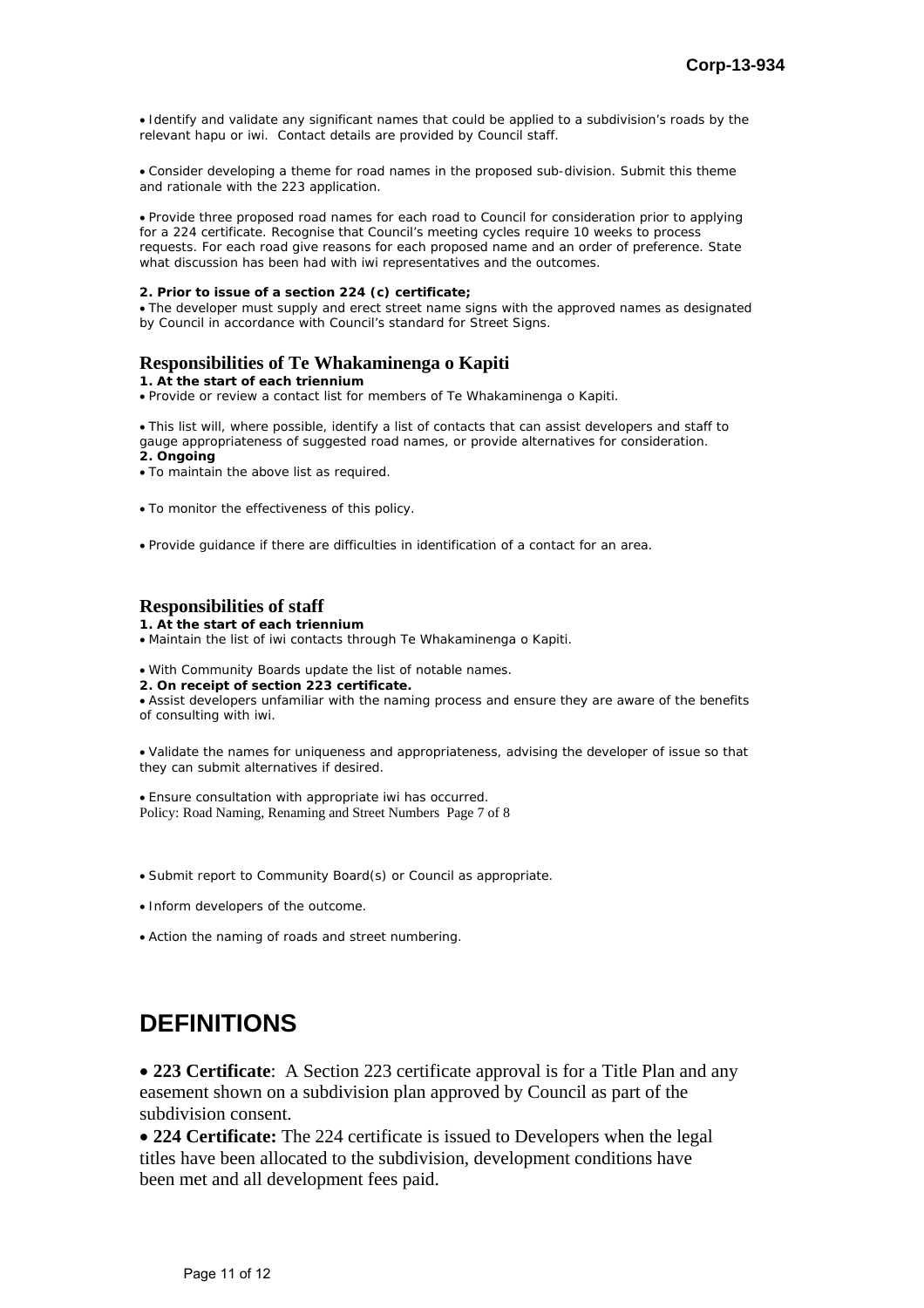- Identify and validate any significant names that could be applied to a subdivision's roads by the relevant hapu or iwi. Contact details are provided by Council staff.

- Consider developing a theme for road names in the proposed sub-division. Submit this theme and rationale with the 223 application.

- Provide three proposed road names for each road to Council for consideration prior to applying for a 224 certificate. Recognise that Council's meeting cycles require 10 weeks to process requests. For each road give reasons for each proposed name and an order of preference. State what discussion has been had with iwi representatives and the outcomes.

**2. Prior to issue of a section 224 (c) certificate;**

- The developer must supply and erect street name signs with the approved names as designated by Council in accordance with Council's standard for Street Signs.

### Responsibilities of Te Whakaminenga o Kapiti

**1. At the start of each triennium**

- Provide or review a contact list for members of Te Whakaminenga o Kapiti.

- This list will, where possible, identify a list of contacts that can assist developers and staff to gauge appropriateness of suggested road names, or provide alternatives for consideration.

**2. Ongoing**

- To maintain the above list as required.

- To monitor the effectiveness of this policy.

- Provide guidance if there are difficulties in identification of a contact for an area.

### Responsibilities of staff

**1. At the start of each triennium**

- Maintain the list of iwi contacts through Te Whakaminenga o Kapiti.

- With Community Boards update the list of notable names.

**2. On receipt of section 223 certificate.**

- Assist developers unfamiliar with the naming process and ensure they are aware of the benefits of consulting with iwi.

- Validate the names for uniqueness and appropriateness, advising the developer of issue so that they can submit alternatives if desired.

- Ensure consultation with appropriate iwi has occurred.

- Submit report to Community Board(s) or Council as appropriate.

- Inform developers of the outcome.

- Action the naming of roads and street numbering.

## DEFINITIONS

- **223 Certificate**: A Section 223 certificate approval is for a Title Plan and any easement shown on a subdivision plan approved by Council as part of the subdivision consent.
- **224 Certificate:** The 224 certificate is issued to Developers when the legal titles have been allocated to the subdivision, development conditions have been met and all development fees paid.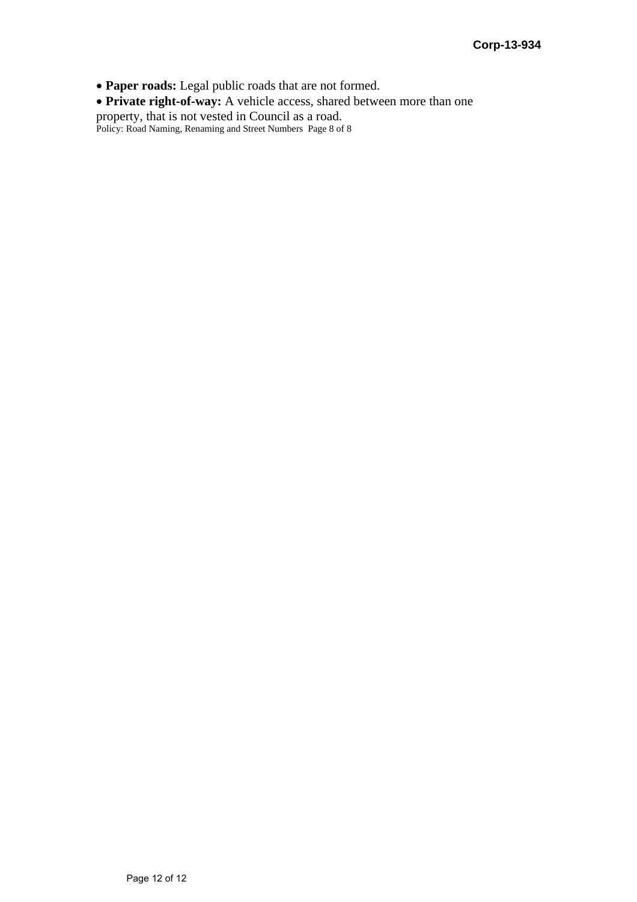- **Paper roads:** Legal public roads that are not formed.
- **Private right-of-way:** A vehicle access, shared between more than one property, that is not vested in Council as a road.